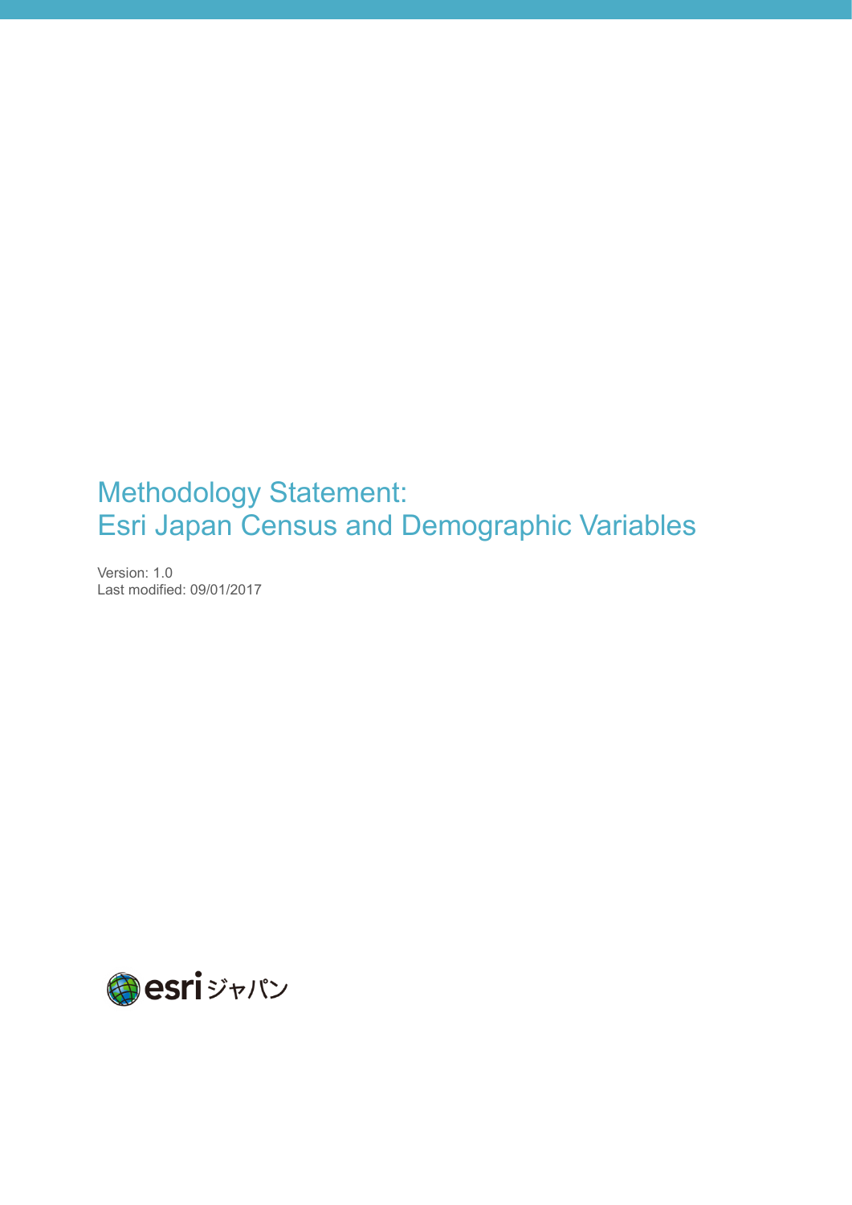# Methodology Statement:
# Esri Japan Census and Demographic Variables

Version: 1.0
Last modified: 09/01/2017

esri ジャパン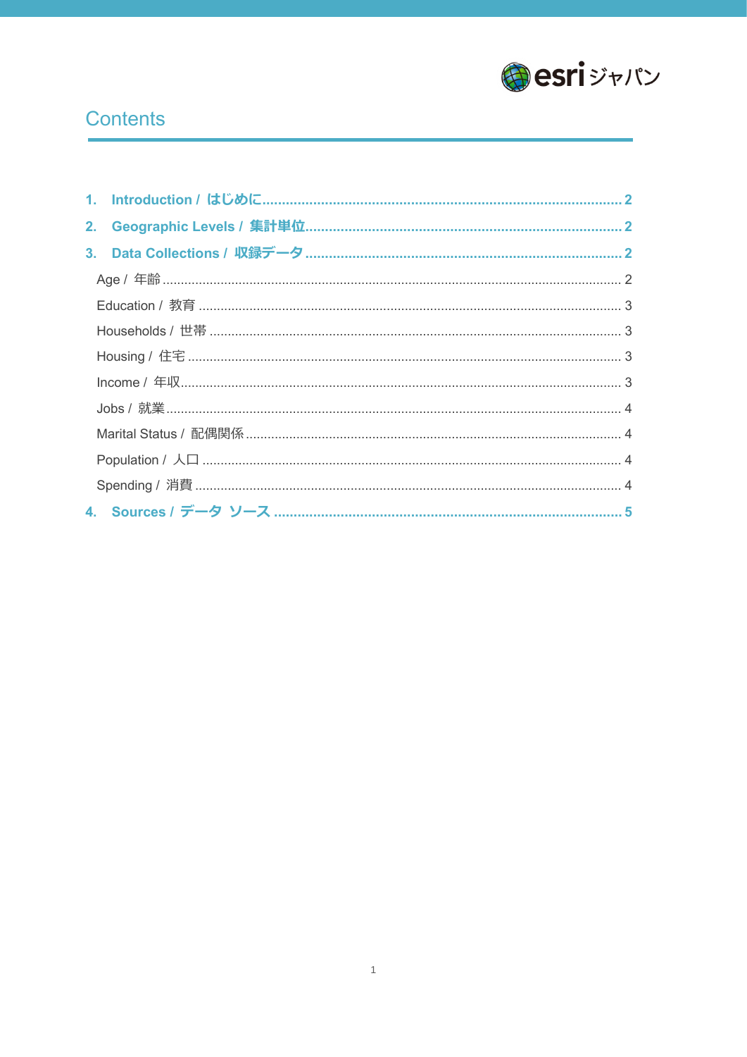# Contents

1. Introduction / はじめに ........................................................ 2
2. Geographic Levels / 集計単位 ................................................ 2
3. Data Collections / 収録データ ................................................ 2
   - Age / 年齢 ................................................................ 2
   - Education / 教育 ........................................................ 3
   - Households / 世帯 ........................................................ 3
   - Housing / 住宅 ............................................................ 3
   - Income / 年収 .............................................................. 3
   - Jobs / 就業 ................................................................ 4
   - Marital Status / 配偶関係 .............................................. 4
   - Population / 人口 ........................................................ 4
   - Spending / 消費 .......................................................... 4
4. Sources / データ ソース ........................................................ 5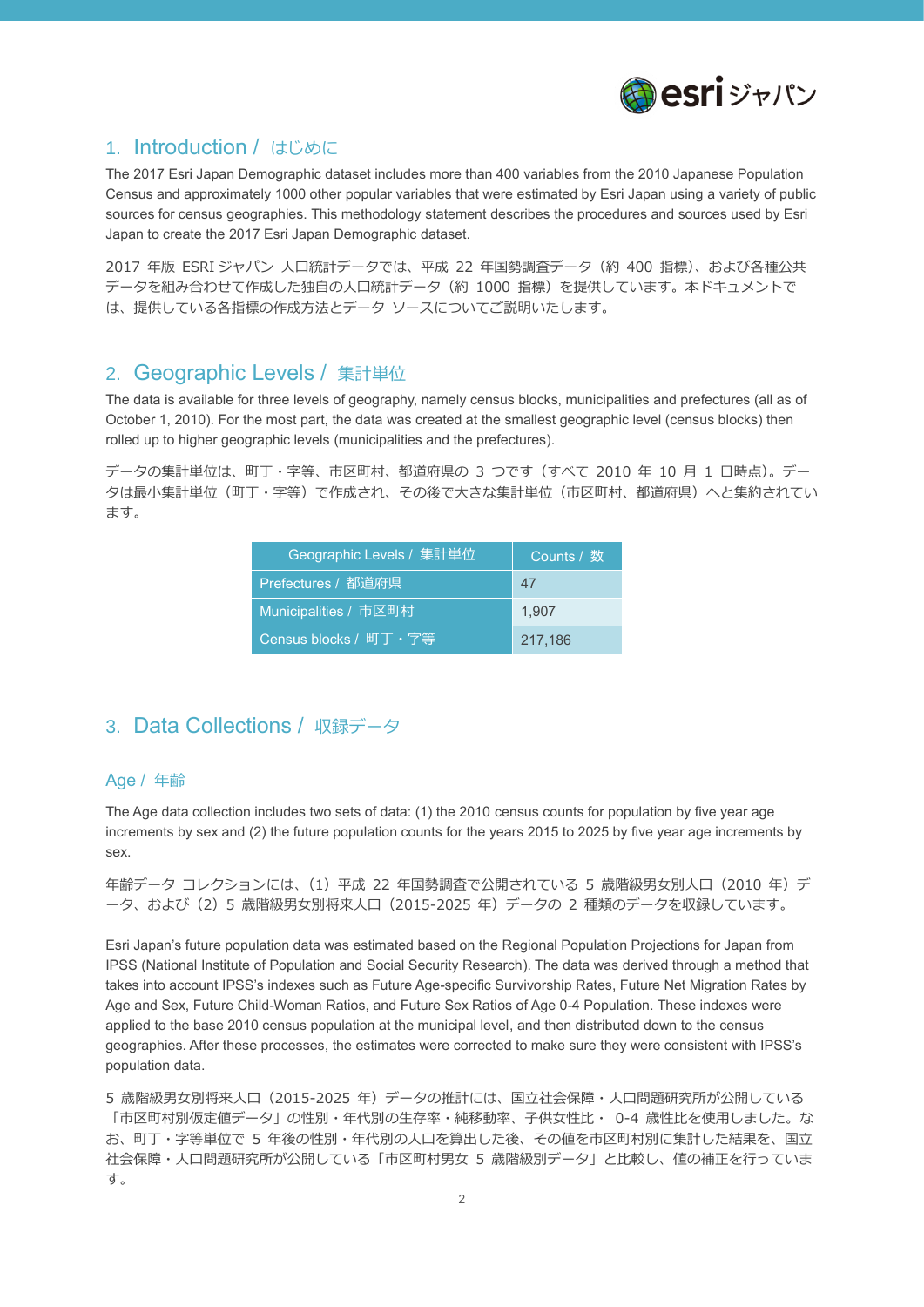## 1. Introduction / はじめに

The 2017 Esri Japan Demographic dataset includes more than 400 variables from the 2010 Japanese Population Census and approximately 1000 other popular variables that were estimated by Esri Japan using a variety of public sources for census geographies. This methodology statement describes the procedures and sources used by Esri Japan to create the 2017 Esri Japan Demographic dataset.

2017 年版 ESRI ジャパン 人口統計データでは、平成 22 年国勢調査データ（約 400 指標）、および各種公共データを組み合わせて作成した独自の人口統計データ（約 1000 指標）を提供しています。本ドキュメントでは、提供している各指標の作成方法とデータ ソースについてご説明いたします。

## 2. Geographic Levels / 集計単位

The data is available for three levels of geography, namely census blocks, municipalities and prefectures (all as of October 1, 2010). For the most part, the data was created at the smallest geographic level (census blocks) then rolled up to higher geographic levels (municipalities and the prefectures).

データの集計単位は、町丁・字等、市区町村、都道府県の 3 つです（すべて 2010 年 10 月 1 日時点）。データは最小集計単位（町丁・字等）で作成され、その後で大きな集計単位（市区町村、都道府県）へと集約されています。

| Geographic Levels / 集計単位 | Counts / 数 |
|---|---|
| Prefectures / 都道府県 | 47 |
| Municipalities / 市区町村 | 1,907 |
| Census blocks / 町丁・字等 | 217,186 |

## 3. Data Collections / 収録データ

### Age / 年齢

The Age data collection includes two sets of data: (1) the 2010 census counts for population by five year age increments by sex and (2) the future population counts for the years 2015 to 2025 by five year age increments by sex.

年齢データ コレクションには、（1）平成 22 年国勢調査で公開されている 5 歳階級男女別人口（2010 年）データ、および（2）5 歳階級男女別将来人口（2015-2025 年）データの 2 種類のデータを収録しています。

Esri Japan's future population data was estimated based on the Regional Population Projections for Japan from IPSS (National Institute of Population and Social Security Research). The data was derived through a method that takes into account IPSS's indexes such as Future Age-specific Survivorship Rates, Future Net Migration Rates by Age and Sex, Future Child-Woman Ratios, and Future Sex Ratios of Age 0-4 Population. These indexes were applied to the base 2010 census population at the municipal level, and then distributed down to the census geographies. After these processes, the estimates were corrected to make sure they were consistent with IPSS's population data.

5 歳階級男女別将来人口（2015-2025 年）データの推計には、国立社会保障・人口問題研究所が公開している「市区町村別仮定値データ」の性別・年代別の生存率・純移動率、子供女性比・ 0-4 歳性比を使用しました。なお、町丁・字等単位で 5 年後の性別・年代別の人口を算出した後、その値を市区町村別に集計した結果を、国立社会保障・人口問題研究所が公開している「市区町村男女 5 歳階級別データ」と比較し、値の補正を行っています。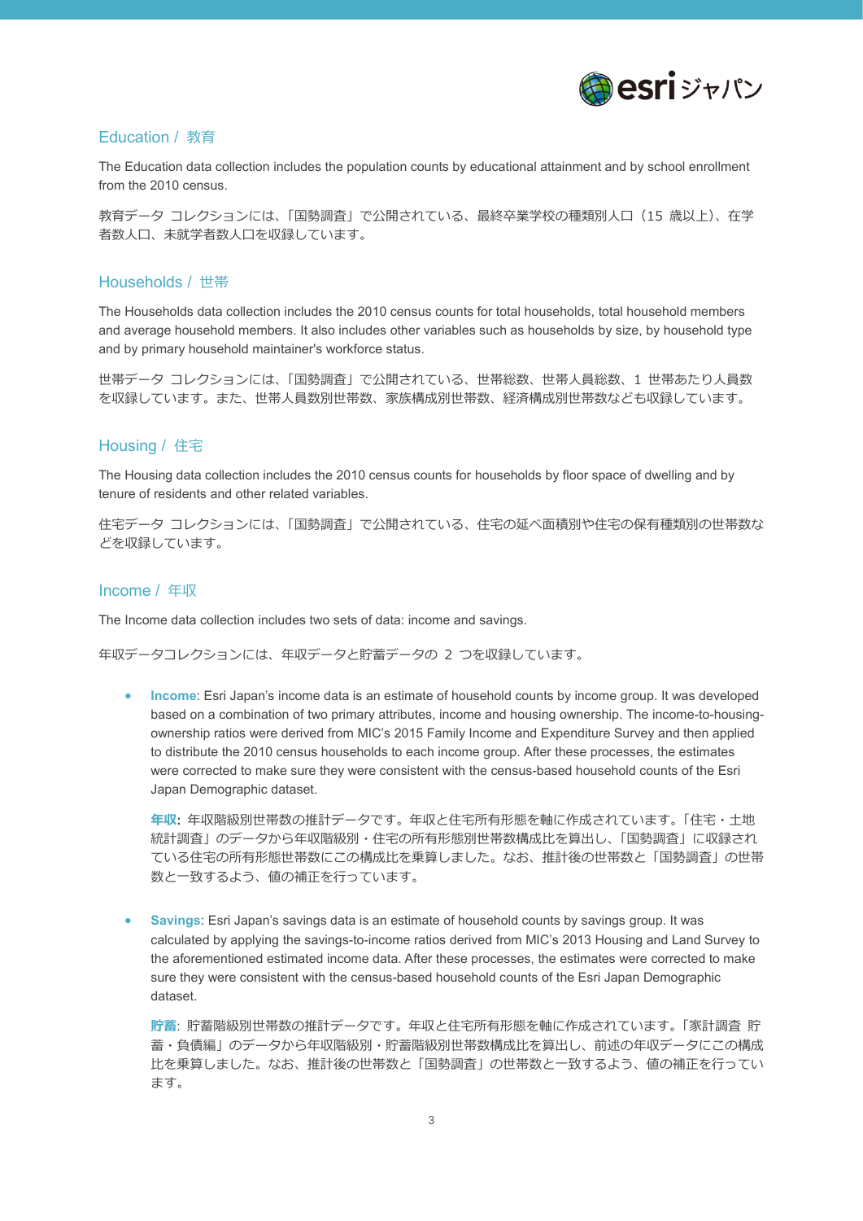## Education / 教育

The Education data collection includes the population counts by educational attainment and by school enrollment from the 2010 census.

教育データ コレクションには、「国勢調査」で公開されている、最終卒業学校の種類別人口（15 歳以上）、在学者数人口、未就学者数人口を収録しています。

## Households / 世帯

The Households data collection includes the 2010 census counts for total households, total household members and average household members. It also includes other variables such as households by size, by household type and by primary household maintainer's workforce status.

世帯データ コレクションには、「国勢調査」で公開されている、世帯総数、世帯人員総数、1 世帯あたり人員数を収録しています。また、世帯人員数別世帯数、家族構成別世帯数、経済構成別世帯数なども収録しています。

## Housing / 住宅

The Housing data collection includes the 2010 census counts for households by floor space of dwelling and by tenure of residents and other related variables.

住宅データ コレクションには、「国勢調査」で公開されている、住宅の延べ面積別や住宅の保有種類別の世帯数などを収録しています。

## Income / 年収

The Income data collection includes two sets of data: income and savings.

年収データコレクションには、年収データと貯蓄データの 2 つを収録しています。

- **Income**: Esri Japan's income data is an estimate of household counts by income group. It was developed based on a combination of two primary attributes, income and housing ownership. The income-to-housing-ownership ratios were derived from MIC's 2015 Family Income and Expenditure Survey and then applied to distribute the 2010 census households to each income group. After these processes, the estimates were corrected to make sure they were consistent with the census-based household counts of the Esri Japan Demographic dataset.

  **年収**: 年収階級別世帯数の推計データです。年収と住宅所有形態を軸に作成されています。「住宅・土地統計調査」のデータから年収階級別・住宅の所有形態別世帯数構成比を算出し、「国勢調査」に収録されている住宅の所有形態世帯数にこの構成比を乗算しました。なお、推計後の世帯数と「国勢調査」の世帯数と一致するよう、値の補正を行っています。

- **Savings**: Esri Japan's savings data is an estimate of household counts by savings group. It was calculated by applying the savings-to-income ratios derived from MIC's 2013 Housing and Land Survey to the aforementioned estimated income data. After these processes, the estimates were corrected to make sure they were consistent with the census-based household counts of the Esri Japan Demographic dataset.

  **貯蓄**: 貯蓄階級別世帯数の推計データです。年収と住宅所有形態を軸に作成されています。「家計調査 貯蓄・負債編」のデータから年収階級別・貯蓄階級別世帯数構成比を算出し、前述の年収データにこの構成比を乗算しました。なお、推計後の世帯数と「国勢調査」の世帯数と一致するよう、値の補正を行っています。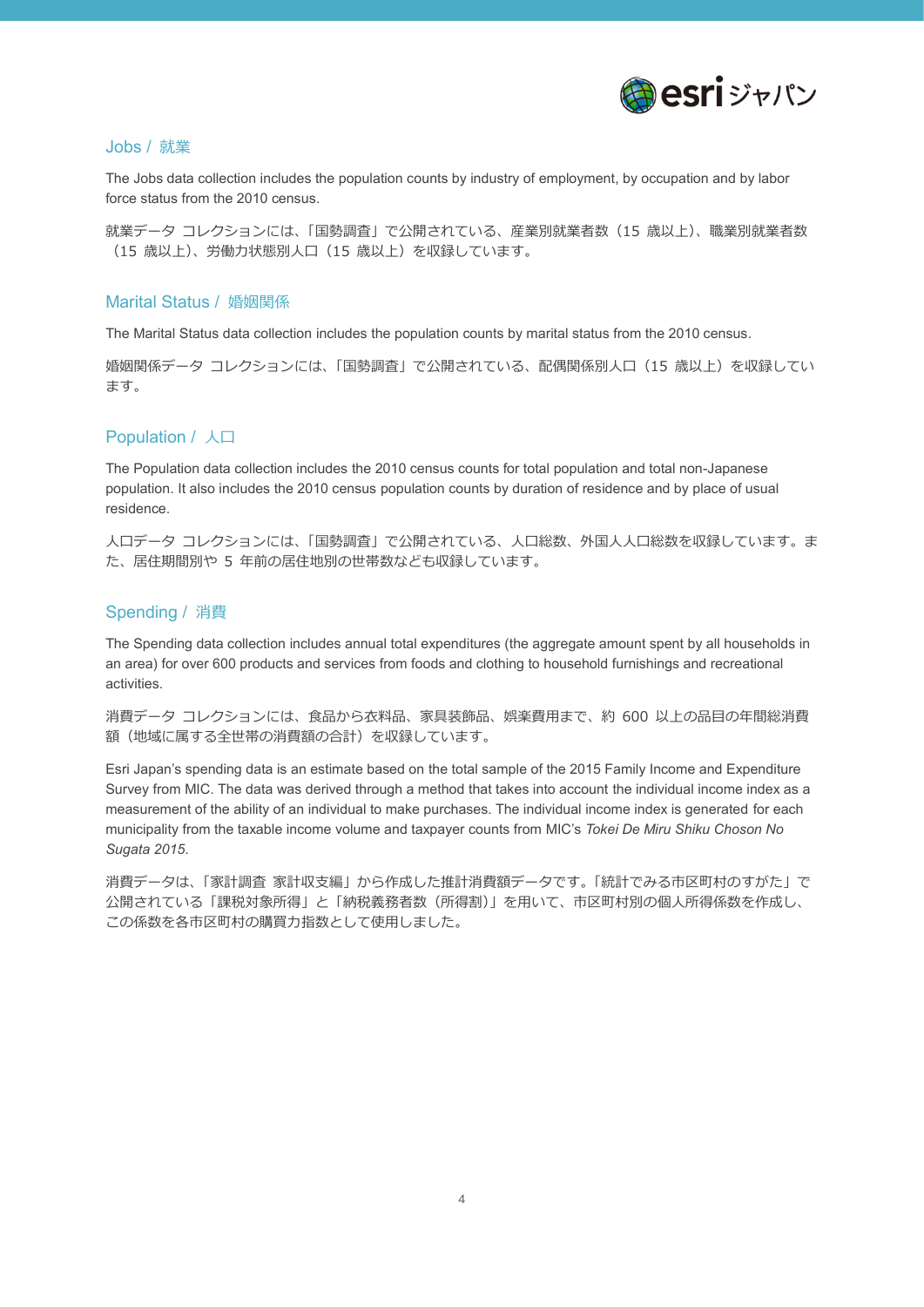## Jobs / 就業

The Jobs data collection includes the population counts by industry of employment, by occupation and by labor force status from the 2010 census.

就業データ コレクションには、「国勢調査」で公開されている、産業別就業者数（15 歳以上）、職業別就業者数（15 歳以上）、労働力状態別人口（15 歳以上）を収録しています。

## Marital Status / 婚姻関係

The Marital Status data collection includes the population counts by marital status from the 2010 census.

婚姻関係データ コレクションには、「国勢調査」で公開されている、配偶関係別人口（15 歳以上）を収録しています。

## Population / 人口

The Population data collection includes the 2010 census counts for total population and total non-Japanese population. It also includes the 2010 census population counts by duration of residence and by place of usual residence.

人口データ コレクションには、「国勢調査」で公開されている、人口総数、外国人人口総数を収録しています。また、居住期間別や 5 年前の居住地別の世帯数なども収録しています。

## Spending / 消費

The Spending data collection includes annual total expenditures (the aggregate amount spent by all households in an area) for over 600 products and services from foods and clothing to household furnishings and recreational activities.

消費データ コレクションには、食品から衣料品、家具装飾品、娯楽費用まで、約 600 以上の品目の年間総消費額（地域に属する全世帯の消費額の合計）を収録しています。

Esri Japan's spending data is an estimate based on the total sample of the 2015 Family Income and Expenditure Survey from MIC. The data was derived through a method that takes into account the individual income index as a measurement of the ability of an individual to make purchases. The individual income index is generated for each municipality from the taxable income volume and taxpayer counts from MIC's *Tokei De Miru Shiku Choson No Sugata 2015*.

消費データは、「家計調査 家計収支編」から作成した推計消費額データです。「統計でみる市区町村のすがた」で公開されている「課税対象所得」と「納税義務者数（所得割）」を用いて、市区町村別の個人所得係数を作成し、この係数を各市区町村の購買力指数として使用しました。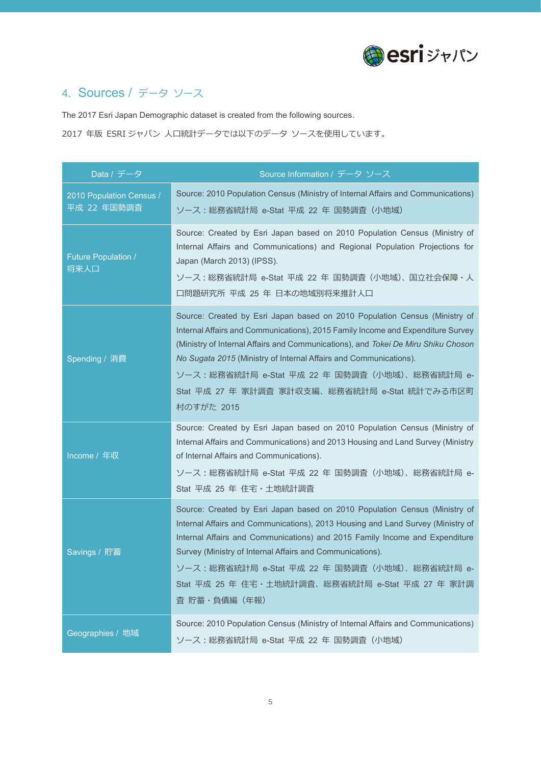## 4. Sources / データ ソース

The 2017 Esri Japan Demographic dataset is created from the following sources.

2017 年版 ESRI ジャパン 人口統計データでは以下のデータ ソースを使用しています。

| Data / データ | Source Information / データ ソース |
|---|---|
| 2010 Population Census / 平成 22 年国勢調査 | Source: 2010 Population Census (Ministry of Internal Affairs and Communications)<br>ソース：総務省統計局 e-Stat 平成 22 年 国勢調査（小地域） |
| Future Population / 将来人口 | Source: Created by Esri Japan based on 2010 Population Census (Ministry of Internal Affairs and Communications) and Regional Population Projections for Japan (March 2013) (IPSS).<br>ソース：総務省統計局 e-Stat 平成 22 年 国勢調査（小地域）、国立社会保障・人口問題研究所 平成 25 年 日本の地域別将来推計人口 |
| Spending / 消費 | Source: Created by Esri Japan based on 2010 Population Census (Ministry of Internal Affairs and Communications), 2015 Family Income and Expenditure Survey (Ministry of Internal Affairs and Communications), and *Tokei De Miru Shiku Choson No Sugata 2015* (Ministry of Internal Affairs and Communications).<br>ソース：総務省統計局 e-Stat 平成 22 年 国勢調査（小地域）、総務省統計局 e-Stat 平成 27 年 家計調査 家計収支編、総務省統計局 e-Stat 統計でみる市区町村のすがた 2015 |
| Income / 年収 | Source: Created by Esri Japan based on 2010 Population Census (Ministry of Internal Affairs and Communications) and 2013 Housing and Land Survey (Ministry of Internal Affairs and Communications).<br>ソース：総務省統計局 e-Stat 平成 22 年 国勢調査（小地域）、総務省統計局 e-Stat 平成 25 年 住宅・土地統計調査 |
| Savings / 貯蓄 | Source: Created by Esri Japan based on 2010 Population Census (Ministry of Internal Affairs and Communications), 2013 Housing and Land Survey (Ministry of Internal Affairs and Communications) and 2015 Family Income and Expenditure Survey (Ministry of Internal Affairs and Communications).<br>ソース：総務省統計局 e-Stat 平成 22 年 国勢調査（小地域）、総務省統計局 e-Stat 平成 25 年 住宅・土地統計調査、総務省統計局 e-Stat 平成 27 年 家計調査 貯蓄・負債編（年報） |
| Geographies / 地域 | Source: 2010 Population Census (Ministry of Internal Affairs and Communications)<br>ソース：総務省統計局 e-Stat 平成 22 年 国勢調査（小地域） |